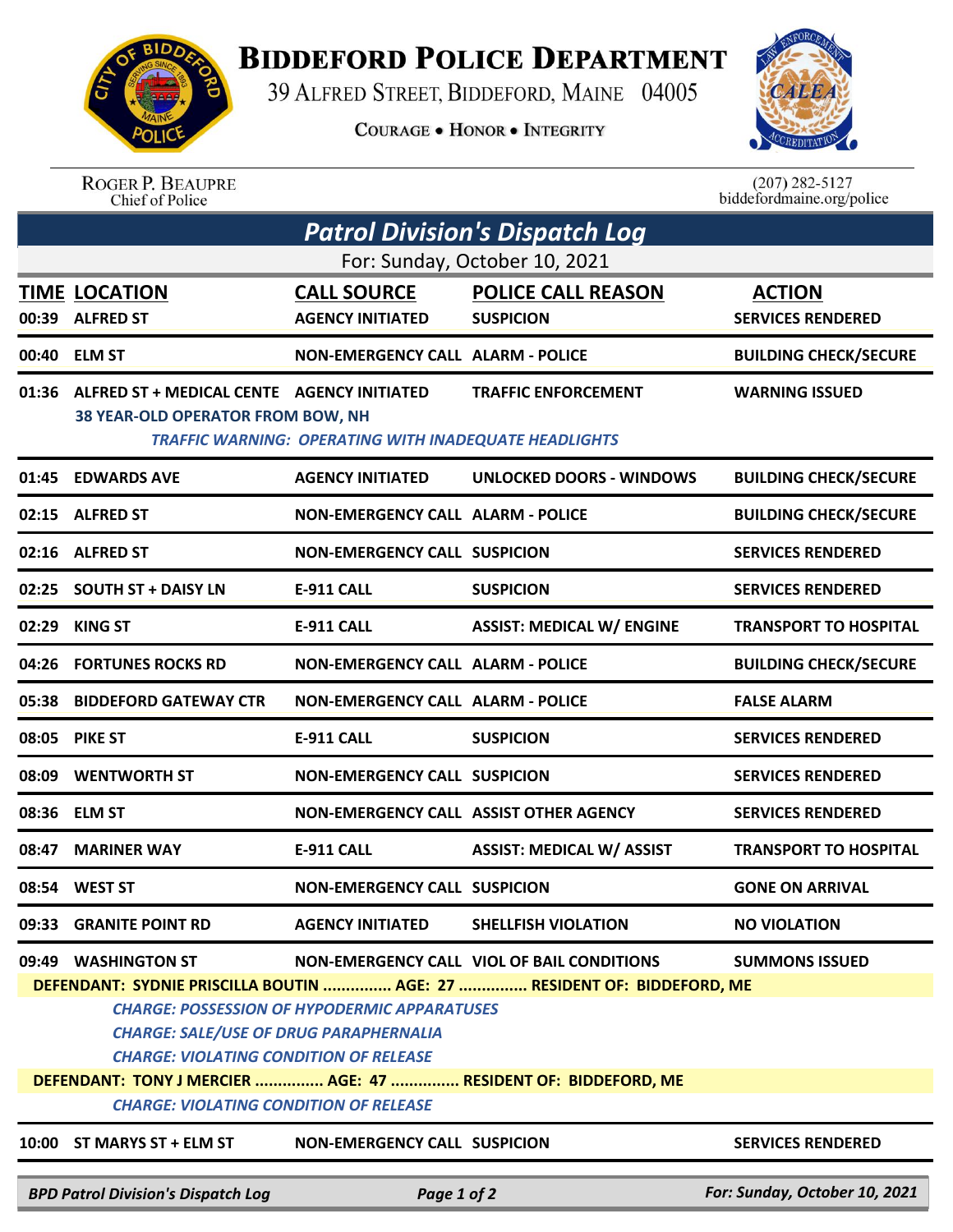# Biddeford Police Department

39 Alfred Street, Biddeford, Maine 04005

Courage • Honor • Integrity

Roger P. Beaupre
Chief of Police

(207) 282-5127
biddefordmaine.org/police

## *Patrol Division's Dispatch Log*

For: Sunday, October 10, 2021

| TIME | LOCATION | CALL SOURCE | POLICE CALL REASON | ACTION |
|---|---|---|---|---|
| 00:39 | ALFRED ST | AGENCY INITIATED | SUSPICION | SERVICES RENDERED |
| 00:40 | ELM ST | NON-EMERGENCY CALL | ALARM - POLICE | BUILDING CHECK/SECURE |
| 01:36 | ALFRED ST + MEDICAL CENTE | AGENCY INITIATED | TRAFFIC ENFORCEMENT | WARNING ISSUED |
| | 38 YEAR-OLD OPERATOR FROM BOW, NH | | | |
| | *TRAFFIC WARNING: OPERATING WITH INADEQUATE HEADLIGHTS* | | | |
| 01:45 | EDWARDS AVE | AGENCY INITIATED | UNLOCKED DOORS - WINDOWS | BUILDING CHECK/SECURE |
| 02:15 | ALFRED ST | NON-EMERGENCY CALL | ALARM - POLICE | BUILDING CHECK/SECURE |
| 02:16 | ALFRED ST | NON-EMERGENCY CALL | SUSPICION | SERVICES RENDERED |
| 02:25 | SOUTH ST + DAISY LN | E-911 CALL | SUSPICION | SERVICES RENDERED |
| 02:29 | KING ST | E-911 CALL | ASSIST: MEDICAL W/ ENGINE | TRANSPORT TO HOSPITAL |
| 04:26 | FORTUNES ROCKS RD | NON-EMERGENCY CALL | ALARM - POLICE | BUILDING CHECK/SECURE |
| 05:38 | BIDDEFORD GATEWAY CTR | NON-EMERGENCY CALL | ALARM - POLICE | FALSE ALARM |
| 08:05 | PIKE ST | E-911 CALL | SUSPICION | SERVICES RENDERED |
| 08:09 | WENTWORTH ST | NON-EMERGENCY CALL | SUSPICION | SERVICES RENDERED |
| 08:36 | ELM ST | NON-EMERGENCY CALL | ASSIST OTHER AGENCY | SERVICES RENDERED |
| 08:47 | MARINER WAY | E-911 CALL | ASSIST: MEDICAL W/ ASSIST | TRANSPORT TO HOSPITAL |
| 08:54 | WEST ST | NON-EMERGENCY CALL | SUSPICION | GONE ON ARRIVAL |
| 09:33 | GRANITE POINT RD | AGENCY INITIATED | SHELLFISH VIOLATION | NO VIOLATION |
| 09:49 | WASHINGTON ST | NON-EMERGENCY CALL | VIOL OF BAIL CONDITIONS | SUMMONS ISSUED |
| | DEFENDANT: SYDNIE PRISCILLA BOUTIN ............... AGE: 27 ............... RESIDENT OF: BIDDEFORD, ME | | | |
| | *CHARGE: POSSESSION OF HYPODERMIC APPARATUSES* | | | |
| | *CHARGE: SALE/USE OF DRUG PARAPHERNALIA* | | | |
| | *CHARGE: VIOLATING CONDITION OF RELEASE* | | | |
| | DEFENDANT: TONY J MERCIER ............... AGE: 47 ............... RESIDENT OF: BIDDEFORD, ME | | | |
| | *CHARGE: VIOLATING CONDITION OF RELEASE* | | | |
| 10:00 | ST MARYS ST + ELM ST | NON-EMERGENCY CALL | SUSPICION | SERVICES RENDERED |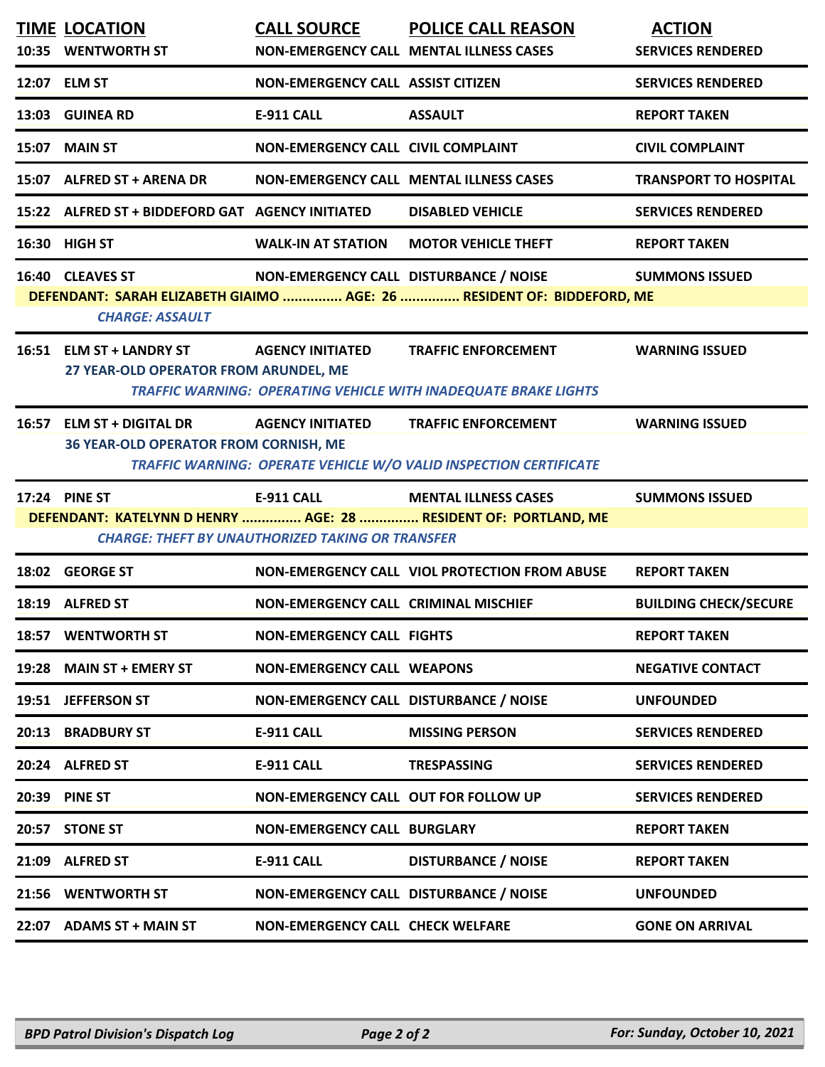| TIME | LOCATION | CALL SOURCE | POLICE CALL REASON | ACTION |
|---|---|---|---|---|
| 10:35 | WENTWORTH ST | NON-EMERGENCY CALL | MENTAL ILLNESS CASES | SERVICES RENDERED |
| 12:07 | ELM ST | NON-EMERGENCY CALL | ASSIST CITIZEN | SERVICES RENDERED |
| 13:03 | GUINEA RD | E-911 CALL | ASSAULT | REPORT TAKEN |
| 15:07 | MAIN ST | NON-EMERGENCY CALL | CIVIL COMPLAINT | CIVIL COMPLAINT |
| 15:07 | ALFRED ST + ARENA DR | NON-EMERGENCY CALL | MENTAL ILLNESS CASES | TRANSPORT TO HOSPITAL |
| 15:22 | ALFRED ST + BIDDEFORD GAT | AGENCY INITIATED | DISABLED VEHICLE | SERVICES RENDERED |
| 16:30 | HIGH ST | WALK-IN AT STATION | MOTOR VEHICLE THEFT | REPORT TAKEN |
| 16:40 | CLEAVES ST | NON-EMERGENCY CALL | DISTURBANCE / NOISE | SUMMONS ISSUED |
| | DEFENDANT: SARAH ELIZABETH GIAIMO ............... AGE: 26 ............... RESIDENT OF: BIDDEFORD, ME | | | |
| | *CHARGE: ASSAULT* | | | |
| 16:51 | ELM ST + LANDRY ST | AGENCY INITIATED | TRAFFIC ENFORCEMENT | WARNING ISSUED |
| | 27 YEAR-OLD OPERATOR FROM ARUNDEL, ME | | | |
| | *TRAFFIC WARNING: OPERATING VEHICLE WITH INADEQUATE BRAKE LIGHTS* | | | |
| 16:57 | ELM ST + DIGITAL DR | AGENCY INITIATED | TRAFFIC ENFORCEMENT | WARNING ISSUED |
| | 36 YEAR-OLD OPERATOR FROM CORNISH, ME | | | |
| | *TRAFFIC WARNING: OPERATE VEHICLE W/O VALID INSPECTION CERTIFICATE* | | | |
| 17:24 | PINE ST | E-911 CALL | MENTAL ILLNESS CASES | SUMMONS ISSUED |
| | DEFENDANT: KATELYNN D HENRY ............... AGE: 28 ............... RESIDENT OF: PORTLAND, ME | | | |
| | *CHARGE: THEFT BY UNAUTHORIZED TAKING OR TRANSFER* | | | |
| 18:02 | GEORGE ST | NON-EMERGENCY CALL | VIOL PROTECTION FROM ABUSE | REPORT TAKEN |
| 18:19 | ALFRED ST | NON-EMERGENCY CALL | CRIMINAL MISCHIEF | BUILDING CHECK/SECURE |
| 18:57 | WENTWORTH ST | NON-EMERGENCY CALL | FIGHTS | REPORT TAKEN |
| 19:28 | MAIN ST + EMERY ST | NON-EMERGENCY CALL | WEAPONS | NEGATIVE CONTACT |
| 19:51 | JEFFERSON ST | NON-EMERGENCY CALL | DISTURBANCE / NOISE | UNFOUNDED |
| 20:13 | BRADBURY ST | E-911 CALL | MISSING PERSON | SERVICES RENDERED |
| 20:24 | ALFRED ST | E-911 CALL | TRESPASSING | SERVICES RENDERED |
| 20:39 | PINE ST | NON-EMERGENCY CALL | OUT FOR FOLLOW UP | SERVICES RENDERED |
| 20:57 | STONE ST | NON-EMERGENCY CALL | BURGLARY | REPORT TAKEN |
| 21:09 | ALFRED ST | E-911 CALL | DISTURBANCE / NOISE | REPORT TAKEN |
| 21:56 | WENTWORTH ST | NON-EMERGENCY CALL | DISTURBANCE / NOISE | UNFOUNDED |
| 22:07 | ADAMS ST + MAIN ST | NON-EMERGENCY CALL | CHECK WELFARE | GONE ON ARRIVAL |

*BPD Patrol Division's Dispatch Log* — *For: Sunday, October 10, 2021*